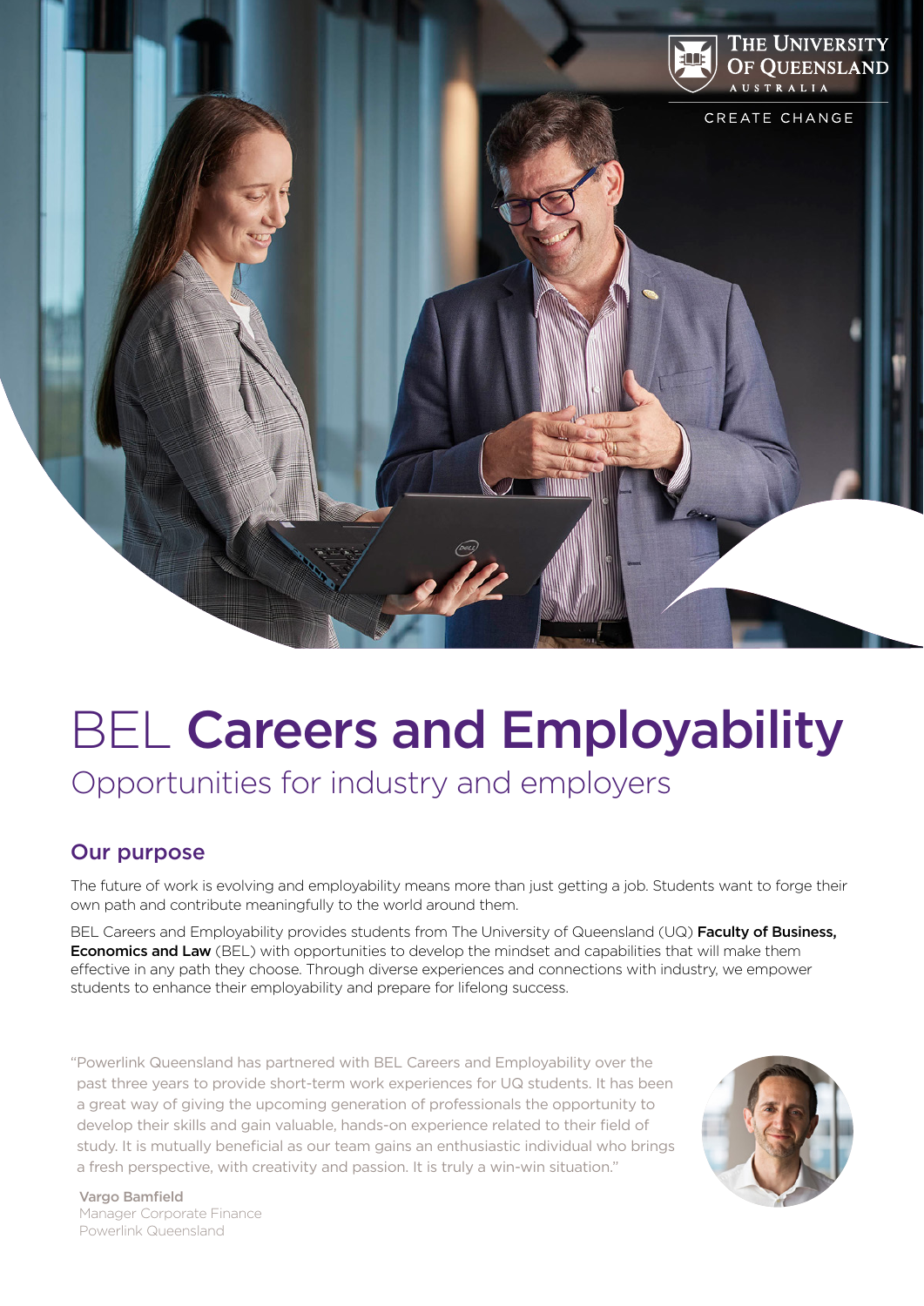The University of Queensland
Australia

CREATE CHANGE

# BEL **Careers and Employability**

## Opportunities for industry and employers

### Our purpose

The future of work is evolving and employability means more than just getting a job. Students want to forge their own path and contribute meaningfully to the world around them.

BEL Careers and Employability provides students from The University of Queensland (UQ) **Faculty of Business, Economics and Law** (BEL) with opportunities to develop the mindset and capabilities that will make them effective in any path they choose. Through diverse experiences and connections with industry, we empower students to enhance their employability and prepare for lifelong success.

"Powerlink Queensland has partnered with BEL Careers and Employability over the past three years to provide short-term work experiences for UQ students. It has been a great way of giving the upcoming generation of professionals the opportunity to develop their skills and gain valuable, hands-on experience related to their field of study. It is mutually beneficial as our team gains an enthusiastic individual who brings a fresh perspective, with creativity and passion. It is truly a win-win situation."

**Vargo Bamfield**
Manager Corporate Finance
Powerlink Queensland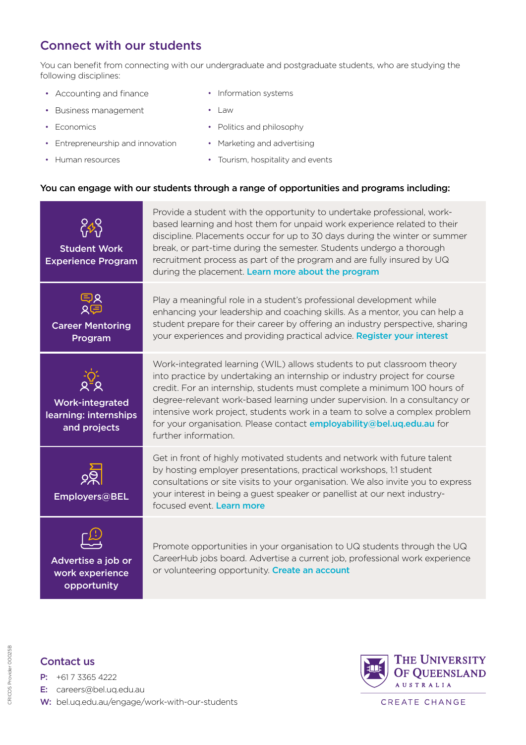## Connect with our students

You can benefit from connecting with our undergraduate and postgraduate students, who are studying the following disciplines:

- Accounting and finance
- Business management
- Economics
- Entrepreneurship and innovation
- Human resources
- Information systems
- Law
- Politics and philosophy
- Marketing and advertising
- Tourism, hospitality and events

**You can engage with our students through a range of opportunities and programs including:**

| | |
|---|---|
| **Student Work Experience Program** | Provide a student with the opportunity to undertake professional, work-based learning and host them for unpaid work experience related to their discipline. Placements occur for up to 30 days during the winter or summer break, or part-time during the semester. Students undergo a thorough recruitment process as part of the program and are fully insured by UQ during the placement. Learn more about the program |
| **Career Mentoring Program** | Play a meaningful role in a student's professional development while enhancing your leadership and coaching skills. As a mentor, you can help a student prepare for their career by offering an industry perspective, sharing your experiences and providing practical advice. Register your interest |
| **Work-integrated learning: internships and projects** | Work-integrated learning (WIL) allows students to put classroom theory into practice by undertaking an internship or industry project for course credit. For an internship, students must complete a minimum 100 hours of degree-relevant work-based learning under supervision. In a consultancy or intensive work project, students work in a team to solve a complex problem for your organisation. Please contact **employability@bel.uq.edu.au** for further information. |
| **Employers@BEL** | Get in front of highly motivated students and network with future talent by hosting employer presentations, practical workshops, 1:1 student consultations or site visits to your organisation. We also invite you to express your interest in being a guest speaker or panellist at our next industry-focused event. Learn more |
| **Advertise a job or work experience opportunity** | Promote opportunities in your organisation to UQ students through the UQ CareerHub jobs board. Advertise a current job, professional work experience or volunteering opportunity. Create an account |

## Contact us

**P:** +61 7 3365 4222
**E:** careers@bel.uq.edu.au
**W:** bel.uq.edu.au/engage/work-with-our-students

THE UNIVERSITY OF QUEENSLAND AUSTRALIA

CREATE CHANGE

CRICOS Provider 00025B